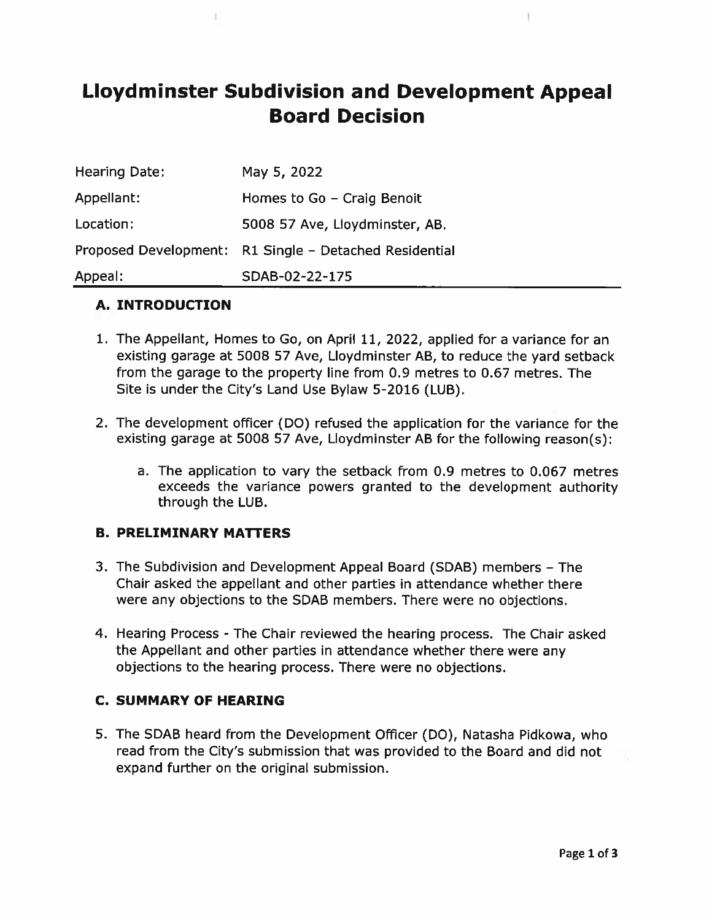# Lloydminster Subdivision and Development Appeal Board Decision

| | |
|---|---|
| Hearing Date: | May 5, 2022 |
| Appellant: | Homes to Go – Craig Benoit |
| Location: | 5008 57 Ave, Lloydminster, AB. |
| Proposed Development: | R1 Single – Detached Residential |
| Appeal: | SDAB-02-22-175 |

## A. INTRODUCTION

1. The Appellant, Homes to Go, on April 11, 2022, applied for a variance for an existing garage at 5008 57 Ave, Lloydminster AB, to reduce the yard setback from the garage to the property line from 0.9 metres to 0.67 metres. The Site is under the City's Land Use Bylaw 5-2016 (LUB).

2. The development officer (DO) refused the application for the variance for the existing garage at 5008 57 Ave, Lloydminster AB for the following reason(s):

   a. The application to vary the setback from 0.9 metres to 0.067 metres exceeds the variance powers granted to the development authority through the LUB.

## B. PRELIMINARY MATTERS

3. The Subdivision and Development Appeal Board (SDAB) members – The Chair asked the appellant and other parties in attendance whether there were any objections to the SDAB members. There were no objections.

4. Hearing Process - The Chair reviewed the hearing process. The Chair asked the Appellant and other parties in attendance whether there were any objections to the hearing process. There were no objections.

## C. SUMMARY OF HEARING

5. The SDAB heard from the Development Officer (DO), Natasha Pidkowa, who read from the City's submission that was provided to the Board and did not expand further on the original submission.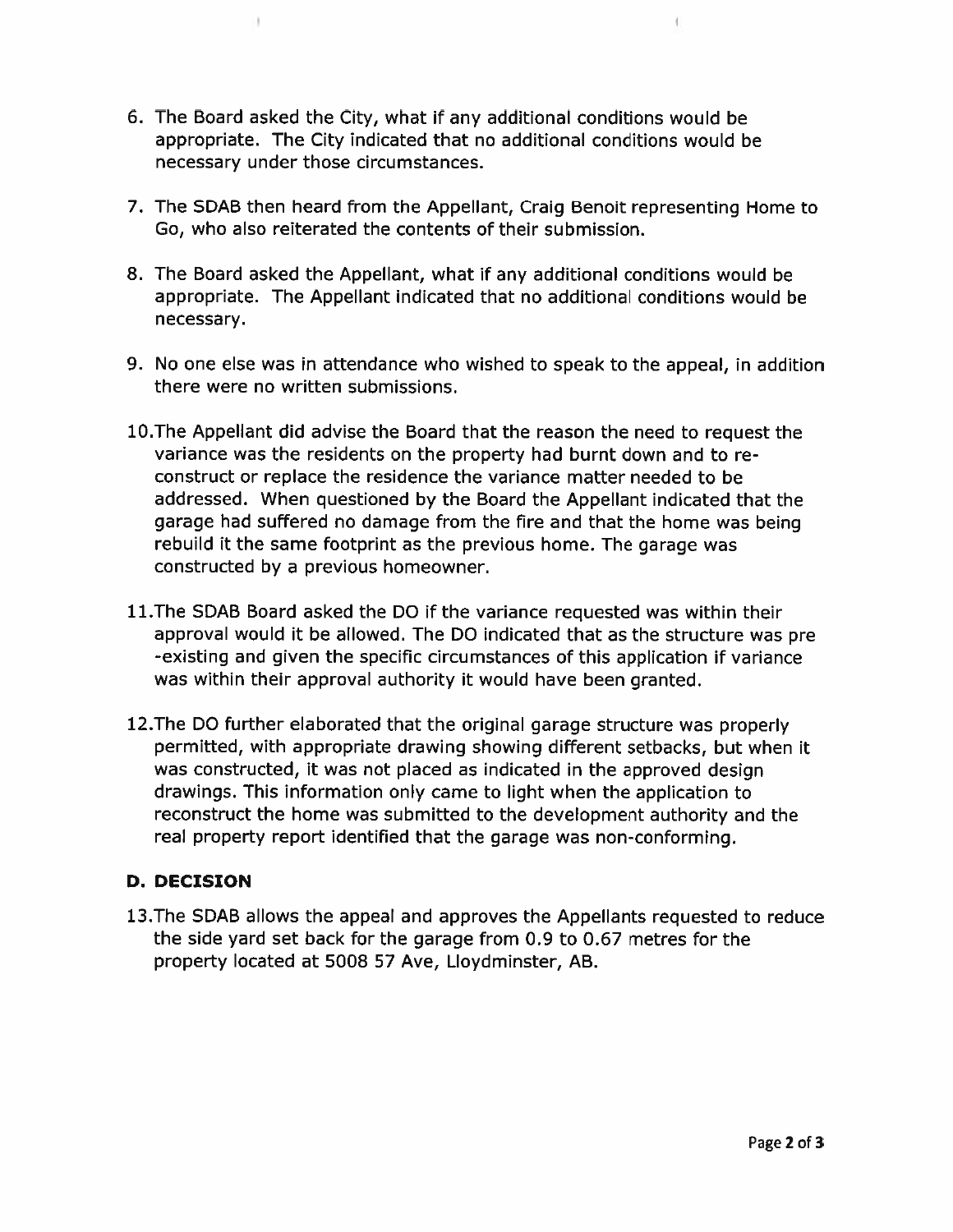6. The Board asked the City, what if any additional conditions would be appropriate. The City indicated that no additional conditions would be necessary under those circumstances.

7. The SDAB then heard from the Appellant, Craig Benoit representing Home to Go, who also reiterated the contents of their submission.

8. The Board asked the Appellant, what if any additional conditions would be appropriate. The Appellant indicated that no additional conditions would be necessary.

9. No one else was in attendance who wished to speak to the appeal, in addition there were no written submissions.

10. The Appellant did advise the Board that the reason the need to request the variance was the residents on the property had burnt down and to re-construct or replace the residence the variance matter needed to be addressed. When questioned by the Board the Appellant indicated that the garage had suffered no damage from the fire and that the home was being rebuild it the same footprint as the previous home. The garage was constructed by a previous homeowner.

11. The SDAB Board asked the DO if the variance requested was within their approval would it be allowed. The DO indicated that as the structure was pre-existing and given the specific circumstances of this application if variance was within their approval authority it would have been granted.

12. The DO further elaborated that the original garage structure was properly permitted, with appropriate drawing showing different setbacks, but when it was constructed, it was not placed as indicated in the approved design drawings. This information only came to light when the application to reconstruct the home was submitted to the development authority and the real property report identified that the garage was non-conforming.

## D. DECISION

13. The SDAB allows the appeal and approves the Appellants requested to reduce the side yard set back for the garage from 0.9 to 0.67 metres for the property located at 5008 57 Ave, Lloydminster, AB.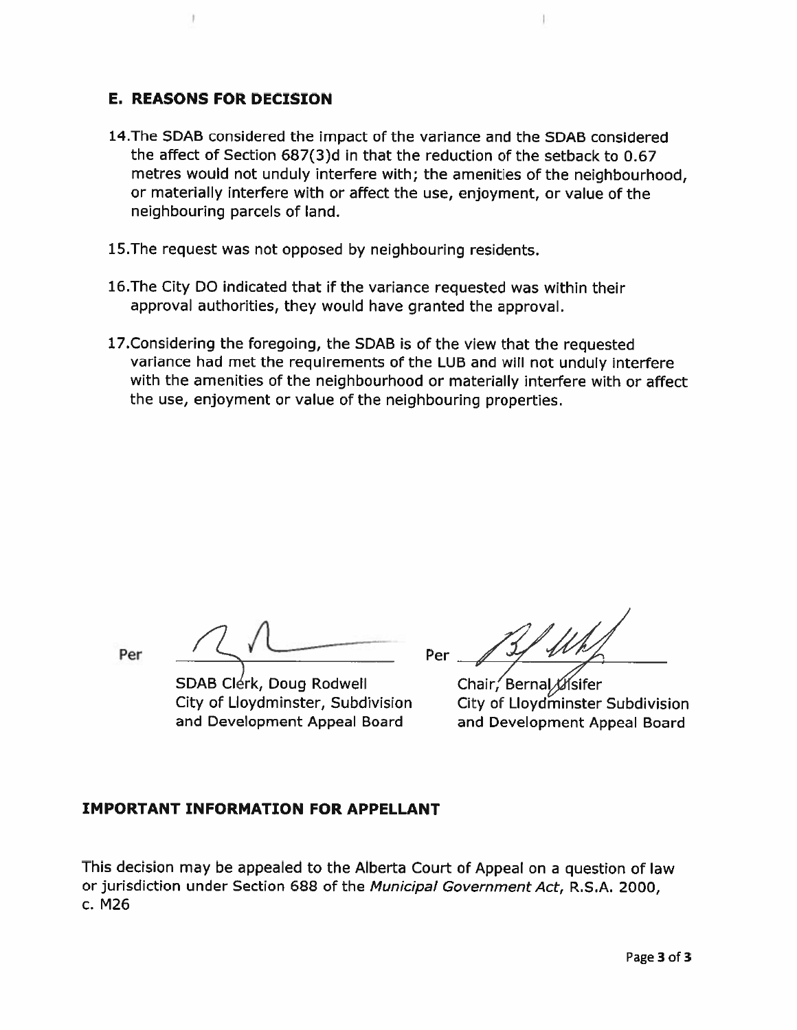## E. REASONS FOR DECISION

14. The SDAB considered the impact of the variance and the SDAB considered the affect of Section 687(3)d in that the reduction of the setback to 0.67 metres would not unduly interfere with; the amenities of the neighbourhood, or materially interfere with or affect the use, enjoyment, or value of the neighbouring parcels of land.

15. The request was not opposed by neighbouring residents.

16. The City DO indicated that if the variance requested was within their approval authorities, they would have granted the approval.

17. Considering the foregoing, the SDAB is of the view that the requested variance had met the requirements of the LUB and will not unduly interfere with the amenities of the neighbourhood or materially interfere with or affect the use, enjoyment or value of the neighbouring properties.

Per

SDAB Clerk, Doug Rodwell
City of Lloydminster, Subdivision and Development Appeal Board

Per

Chair, Bernal Ulsifer
City of Lloydminster Subdivision and Development Appeal Board

### IMPORTANT INFORMATION FOR APPELLANT

This decision may be appealed to the Alberta Court of Appeal on a question of law or jurisdiction under Section 688 of the *Municipal Government Act*, R.S.A. 2000, c. M26